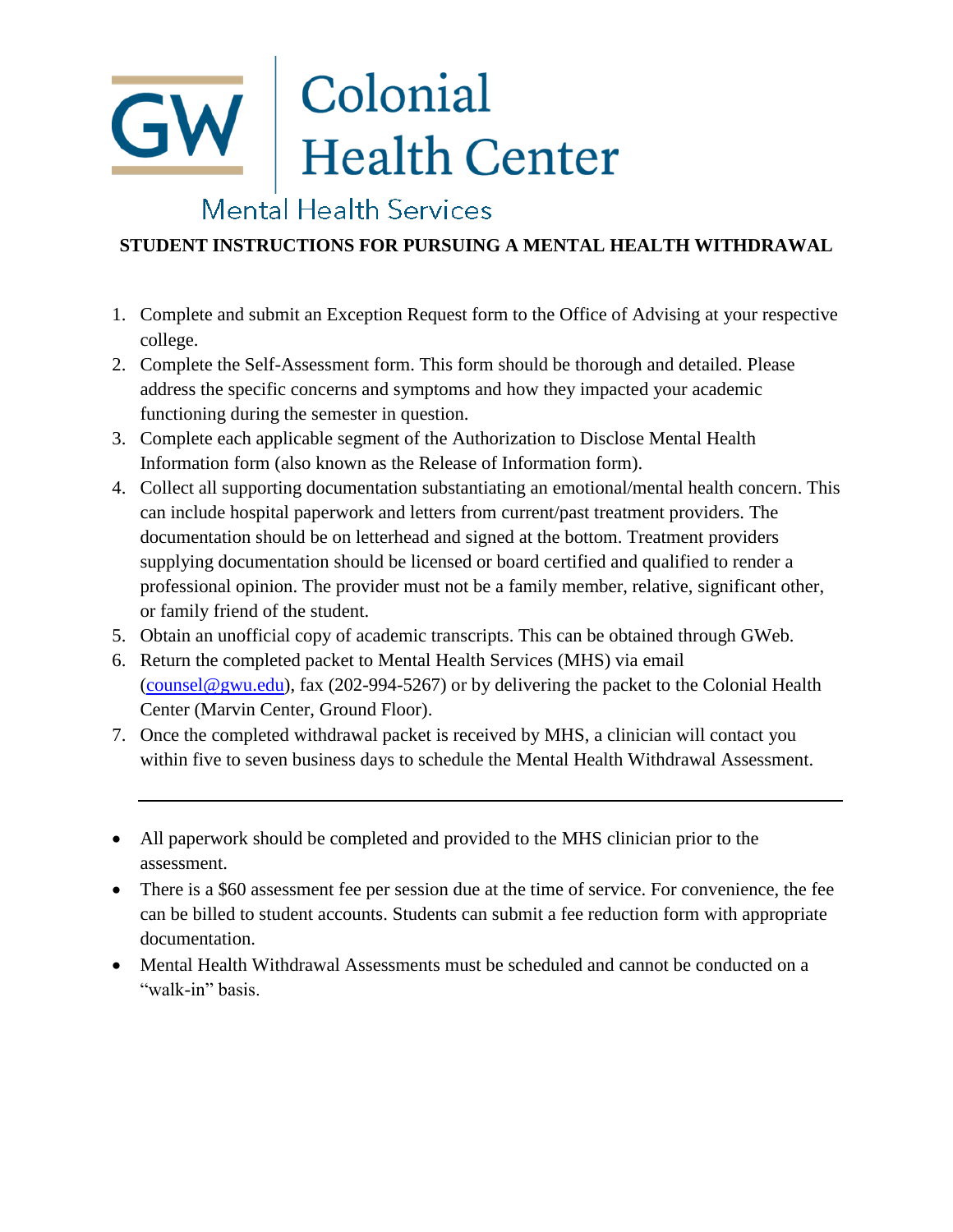# GW Colonial Health Center

## Mental Health Services

**STUDENT INSTRUCTIONS FOR PURSUING A MENTAL HEALTH WITHDRAWAL**

1. Complete and submit an Exception Request form to the Office of Advising at your respective college.
2. Complete the Self-Assessment form. This form should be thorough and detailed. Please address the specific concerns and symptoms and how they impacted your academic functioning during the semester in question.
3. Complete each applicable segment of the Authorization to Disclose Mental Health Information form (also known as the Release of Information form).
4. Collect all supporting documentation substantiating an emotional/mental health concern. This can include hospital paperwork and letters from current/past treatment providers. The documentation should be on letterhead and signed at the bottom. Treatment providers supplying documentation should be licensed or board certified and qualified to render a professional opinion. The provider must not be a family member, relative, significant other, or family friend of the student.
5. Obtain an unofficial copy of academic transcripts. This can be obtained through GWeb.
6. Return the completed packet to Mental Health Services (MHS) via email (counsel@gwu.edu), fax (202-994-5267) or by delivering the packet to the Colonial Health Center (Marvin Center, Ground Floor).
7. Once the completed withdrawal packet is received by MHS, a clinician will contact you within five to seven business days to schedule the Mental Health Withdrawal Assessment.

---

- All paperwork should be completed and provided to the MHS clinician prior to the assessment.
- There is a $60 assessment fee per session due at the time of service. For convenience, the fee can be billed to student accounts. Students can submit a fee reduction form with appropriate documentation.
- Mental Health Withdrawal Assessments must be scheduled and cannot be conducted on a "walk-in" basis.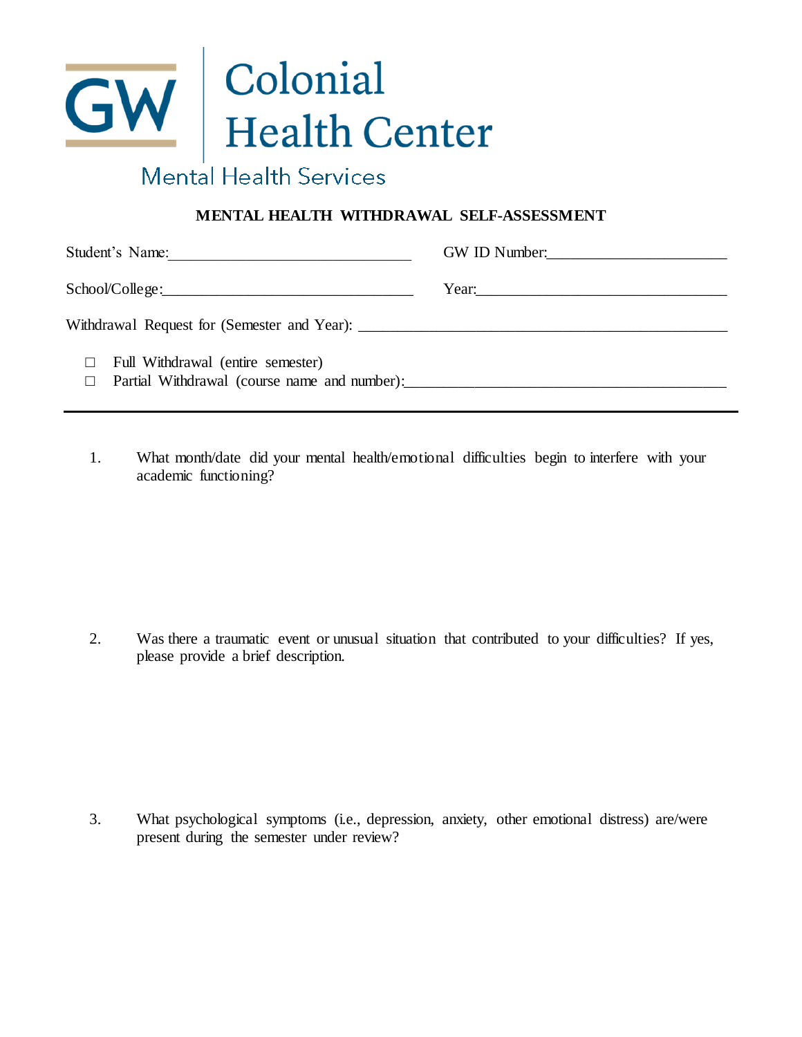Colonial Health Center

Mental Health Services

## MENTAL HEALTH WITHDRAWAL SELF-ASSESSMENT

Student's Name:_______________________________ GW ID Number:_______________________

School/College:_______________________________ Year:________________________________

Withdrawal Request for (Semester and Year): ______________________________________________

- ☐ Full Withdrawal (entire semester)
- ☐ Partial Withdrawal (course name and number):_________________________________________

---

1. What month/date did your mental health/emotional difficulties begin to interfere with your academic functioning?

2. Was there a traumatic event or unusual situation that contributed to your difficulties? If yes, please provide a brief description.

3. What psychological symptoms (i.e., depression, anxiety, other emotional distress) are/were present during the semester under review?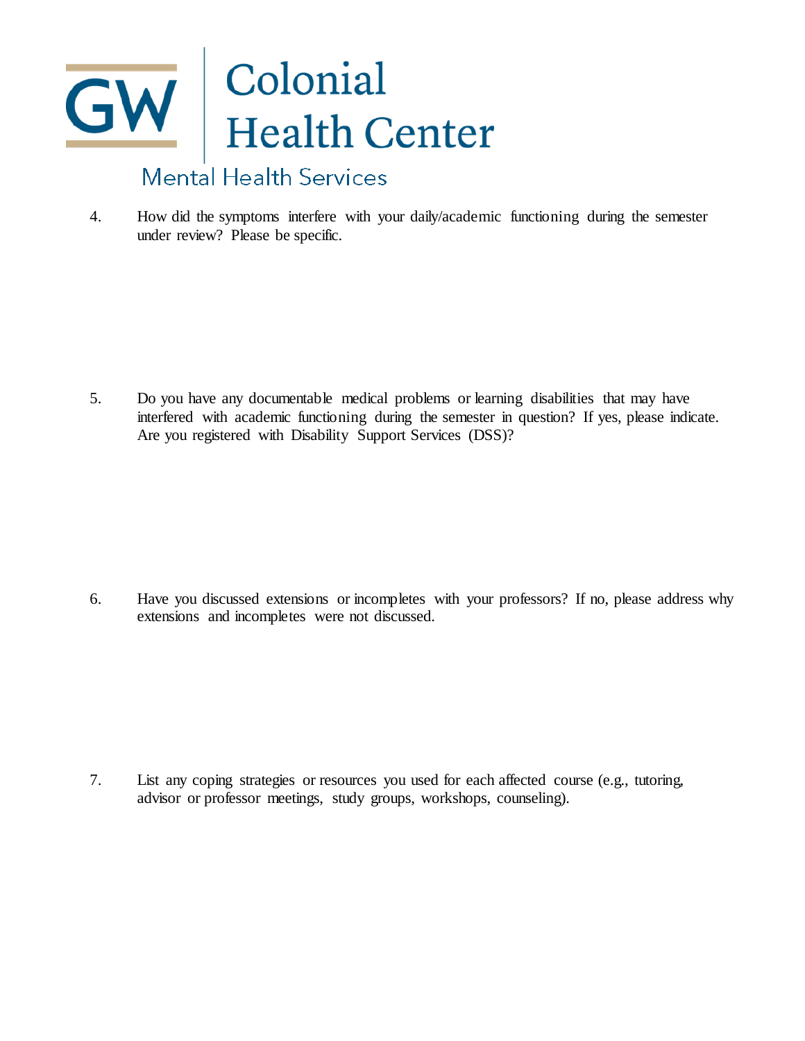4. How did the symptoms interfere with your daily/academic functioning during the semester under review? Please be specific.

5. Do you have any documentable medical problems or learning disabilities that may have interfered with academic functioning during the semester in question? If yes, please indicate. Are you registered with Disability Support Services (DSS)?

6. Have you discussed extensions or incompletes with your professors? If no, please address why extensions and incompletes were not discussed.

7. List any coping strategies or resources you used for each affected course (e.g., tutoring, advisor or professor meetings, study groups, workshops, counseling).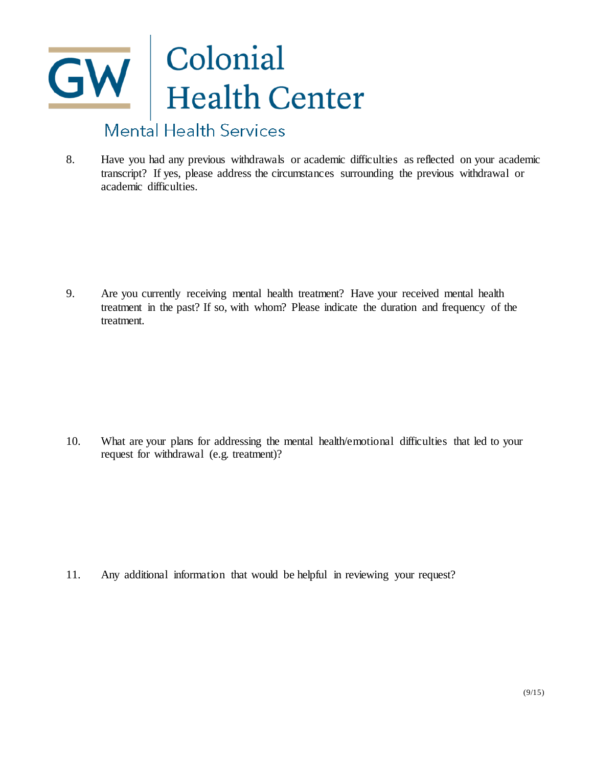# GW Colonial Health Center

## Mental Health Services

8. Have you had any previous withdrawals or academic difficulties as reflected on your academic transcript? If yes, please address the circumstances surrounding the previous withdrawal or academic difficulties.

9. Are you currently receiving mental health treatment? Have your received mental health treatment in the past? If so, with whom? Please indicate the duration and frequency of the treatment.

10. What are your plans for addressing the mental health/emotional difficulties that led to your request for withdrawal (e.g. treatment)?

11. Any additional information that would be helpful in reviewing your request?

(9/15)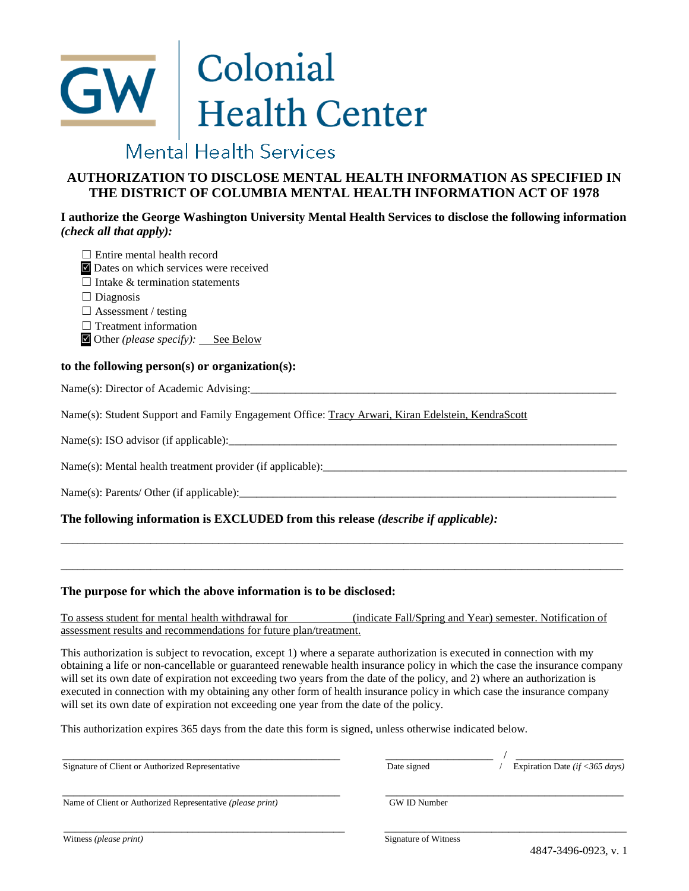# GW Colonial Health Center

## Mental Health Services

## AUTHORIZATION TO DISCLOSE MENTAL HEALTH INFORMATION AS SPECIFIED IN THE DISTRICT OF COLUMBIA MENTAL HEALTH INFORMATION ACT OF 1978

**I authorize the George Washington University Mental Health Services to disclose the following information *(check all that apply):***

- ☐ Entire mental health record
- ☑ Dates on which services were received
- ☐ Intake & termination statements
- ☐ Diagnosis
- ☐ Assessment / testing
- ☐ Treatment information
- ☑ Other *(please specify):* See Below

**to the following person(s) or organization(s):**

Name(s): Director of Academic Advising:\_\_\_\_\_\_\_\_\_\_\_\_\_\_\_\_\_\_\_\_\_\_\_\_\_\_\_\_\_\_\_\_\_\_\_\_\_\_\_\_\_\_\_\_

Name(s): Student Support and Family Engagement Office: Tracy Arwari, Kiran Edelstein, KendraScott

Name(s): ISO advisor (if applicable):\_\_\_\_\_\_\_\_\_\_\_\_\_\_\_\_\_\_\_\_\_\_\_\_\_\_\_\_\_\_\_\_\_\_\_\_\_\_\_\_\_\_\_\_

Name(s): Mental health treatment provider (if applicable):\_\_\_\_\_\_\_\_\_\_\_\_\_\_\_\_\_\_\_\_\_\_\_\_\_\_\_\_\_\_\_\_

Name(s): Parents/ Other (if applicable):\_\_\_\_\_\_\_\_\_\_\_\_\_\_\_\_\_\_\_\_\_\_\_\_\_\_\_\_\_\_\_\_\_\_\_\_\_\_\_\_\_\_\_\_

**The following information is EXCLUDED from this release *(describe if applicable):***

\_\_\_\_\_\_\_\_\_\_\_\_\_\_\_\_\_\_\_\_\_\_\_\_\_\_\_\_\_\_\_\_\_\_\_\_\_\_\_\_\_\_\_\_\_\_\_\_\_\_\_\_\_\_\_\_\_\_\_\_\_\_\_\_\_\_\_\_\_\_\_\_\_\_\_\_

\_\_\_\_\_\_\_\_\_\_\_\_\_\_\_\_\_\_\_\_\_\_\_\_\_\_\_\_\_\_\_\_\_\_\_\_\_\_\_\_\_\_\_\_\_\_\_\_\_\_\_\_\_\_\_\_\_\_\_\_\_\_\_\_\_\_\_\_\_\_\_\_\_\_\_\_

**The purpose for which the above information is to be disclosed:**

To assess student for mental health withdrawal for \_\_\_\_\_\_\_\_\_\_ (indicate Fall/Spring and Year) semester. Notification of assessment results and recommendations for future plan/treatment.

This authorization is subject to revocation, except 1) where a separate authorization is executed in connection with my obtaining a life or non-cancellable or guaranteed renewable health insurance policy in which the case the insurance company will set its own date of expiration not exceeding two years from the date of the policy, and 2) where an authorization is executed in connection with my obtaining any other form of health insurance policy in which case the insurance company will set its own date of expiration not exceeding one year from the date of the policy.

This authorization expires 365 days from the date this form is signed, unless otherwise indicated below.

\_\_\_\_\_\_\_\_\_\_\_\_\_\_\_\_\_\_\_\_\_\_\_\_\_\_\_\_\_\_\_\_\_\_\_\_\_\_\_\_
Signature of Client or Authorized Representative

\_\_\_\_\_\_\_\_\_\_\_\_\_\_\_\_ / \_\_\_\_\_\_\_\_\_\_\_\_\_\_\_\_
Date signed / Expiration Date *(if <365 days)*

\_\_\_\_\_\_\_\_\_\_\_\_\_\_\_\_\_\_\_\_\_\_\_\_\_\_\_\_\_\_\_\_\_\_\_\_\_\_\_\_
Name of Client or Authorized Representative *(please print)*

\_\_\_\_\_\_\_\_\_\_\_\_\_\_\_\_\_\_\_\_\_\_\_\_\_\_\_\_\_\_\_\_\_\_\_\_\_\_\_\_
GW ID Number

\_\_\_\_\_\_\_\_\_\_\_\_\_\_\_\_\_\_\_\_\_\_\_\_\_\_\_\_\_\_\_\_\_\_\_\_\_\_\_\_
Witness *(please print)*

\_\_\_\_\_\_\_\_\_\_\_\_\_\_\_\_\_\_\_\_\_\_\_\_\_\_\_\_\_\_\_\_\_\_\_\_\_\_\_\_
Signature of Witness

4847-3496-0923, v. 1